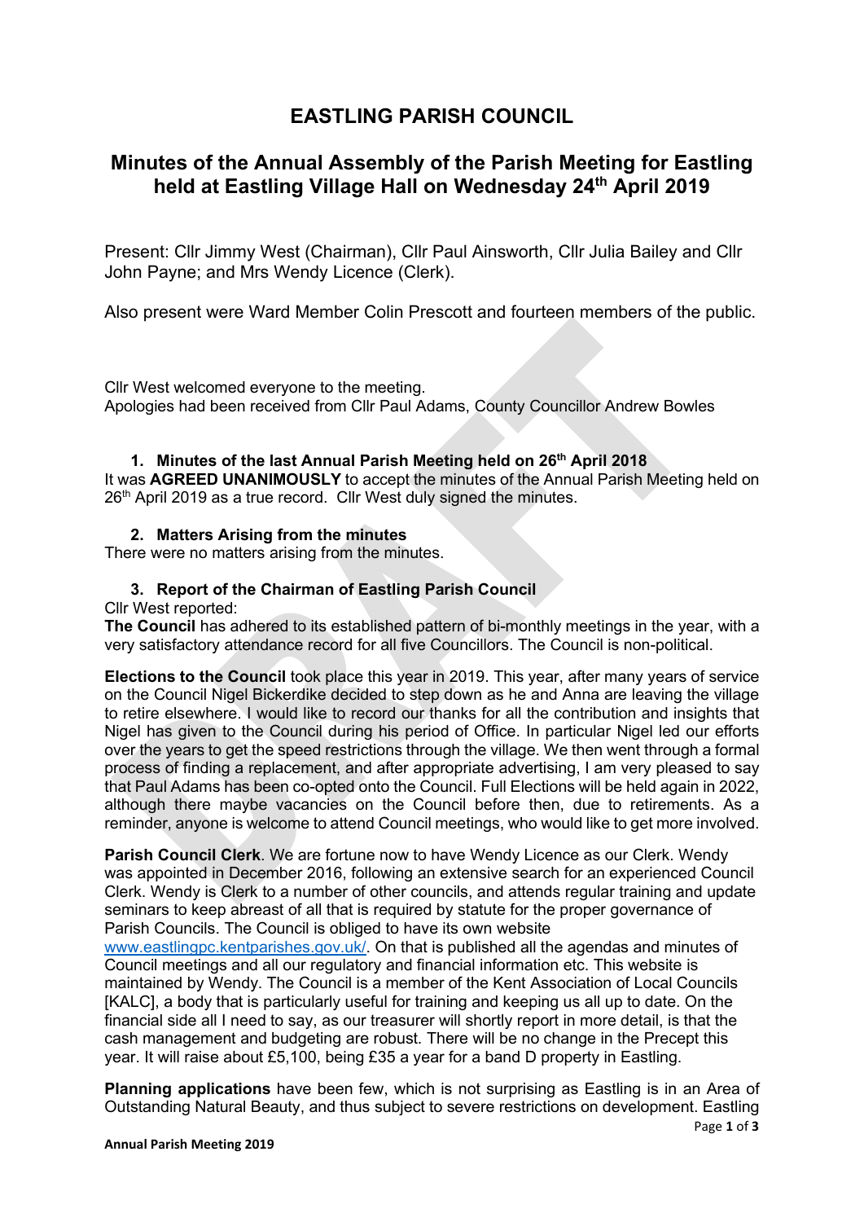# EASTLING PARISH COUNCIL

## Minutes of the Annual Assembly of the Parish Meeting for Eastling held at Eastling Village Hall on Wednesday 24th April 2019

Present: Cllr Jimmy West (Chairman), Cllr Paul Ainsworth, Cllr Julia Bailey and Cllr John Payne; and Mrs Wendy Licence (Clerk).

Also present were Ward Member Colin Prescott and fourteen members of the public.

Cllr West welcomed everyone to the meeting.
Apologies had been received from Cllr Paul Adams, County Councillor Andrew Bowles

### 1. Minutes of the last Annual Parish Meeting held on 26th April 2018

It was **AGREED UNANIMOUSLY** to accept the minutes of the Annual Parish Meeting held on 26th April 2019 as a true record. Cllr West duly signed the minutes.

### 2. Matters Arising from the minutes

There were no matters arising from the minutes.

### 3. Report of the Chairman of Eastling Parish Council

Cllr West reported:

**The Council** has adhered to its established pattern of bi-monthly meetings in the year, with a very satisfactory attendance record for all five Councillors. The Council is non-political.

**Elections to the Council** took place this year in 2019. This year, after many years of service on the Council Nigel Bickerdike decided to step down as he and Anna are leaving the village to retire elsewhere. I would like to record our thanks for all the contribution and insights that Nigel has given to the Council during his period of Office. In particular Nigel led our efforts over the years to get the speed restrictions through the village. We then went through a formal process of finding a replacement, and after appropriate advertising, I am very pleased to say that Paul Adams has been co-opted onto the Council. Full Elections will be held again in 2022, although there maybe vacancies on the Council before then, due to retirements. As a reminder, anyone is welcome to attend Council meetings, who would like to get more involved.

**Parish Council Clerk**. We are fortune now to have Wendy Licence as our Clerk. Wendy was appointed in December 2016, following an extensive search for an experienced Council Clerk. Wendy is Clerk to a number of other councils, and attends regular training and update seminars to keep abreast of all that is required by statute for the proper governance of Parish Councils. The Council is obliged to have its own website www.eastlingpc.kentparishes.gov.uk/. On that is published all the agendas and minutes of Council meetings and all our regulatory and financial information etc. This website is maintained by Wendy. The Council is a member of the Kent Association of Local Councils [KALC], a body that is particularly useful for training and keeping us all up to date. On the financial side all I need to say, as our treasurer will shortly report in more detail, is that the cash management and budgeting are robust. There will be no change in the Precept this year. It will raise about £5,100, being £35 a year for a band D property in Eastling.

**Planning applications** have been few, which is not surprising as Eastling is in an Area of Outstanding Natural Beauty, and thus subject to severe restrictions on development. Eastling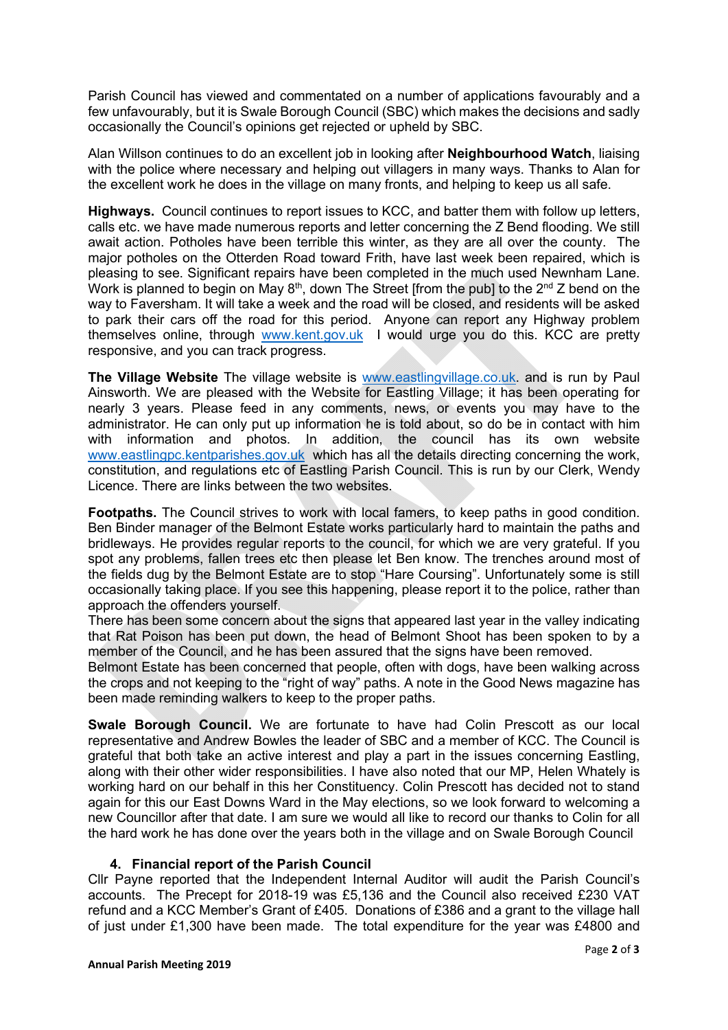Parish Council has viewed and commentated on a number of applications favourably and a few unfavourably, but it is Swale Borough Council (SBC) which makes the decisions and sadly occasionally the Council's opinions get rejected or upheld by SBC.

Alan Willson continues to do an excellent job in looking after **Neighbourhood Watch**, liaising with the police where necessary and helping out villagers in many ways. Thanks to Alan for the excellent work he does in the village on many fronts, and helping to keep us all safe.

**Highways.** Council continues to report issues to KCC, and batter them with follow up letters, calls etc. we have made numerous reports and letter concerning the Z Bend flooding. We still await action. Potholes have been terrible this winter, as they are all over the county. The major potholes on the Otterden Road toward Frith, have last week been repaired, which is pleasing to see. Significant repairs have been completed in the much used Newnham Lane. Work is planned to begin on May 8th, down The Street [from the pub] to the 2nd Z bend on the way to Faversham. It will take a week and the road will be closed, and residents will be asked to park their cars off the road for this period. Anyone can report any Highway problem themselves online, through www.kent.gov.uk I would urge you do this. KCC are pretty responsive, and you can track progress.

**The Village Website** The village website is www.eastlingvillage.co.uk. and is run by Paul Ainsworth. We are pleased with the Website for Eastling Village; it has been operating for nearly 3 years. Please feed in any comments, news, or events you may have to the administrator. He can only put up information he is told about, so do be in contact with him with information and photos. In addition, the council has its own website www.eastlingpc.kentparishes.gov.uk which has all the details directing concerning the work, constitution, and regulations etc of Eastling Parish Council. This is run by our Clerk, Wendy Licence. There are links between the two websites.

**Footpaths.** The Council strives to work with local famers, to keep paths in good condition. Ben Binder manager of the Belmont Estate works particularly hard to maintain the paths and bridleways. He provides regular reports to the council, for which we are very grateful. If you spot any problems, fallen trees etc then please let Ben know. The trenches around most of the fields dug by the Belmont Estate are to stop "Hare Coursing". Unfortunately some is still occasionally taking place. If you see this happening, please report it to the police, rather than approach the offenders yourself.
There has been some concern about the signs that appeared last year in the valley indicating that Rat Poison has been put down, the head of Belmont Shoot has been spoken to by a member of the Council, and he has been assured that the signs have been removed.
Belmont Estate has been concerned that people, often with dogs, have been walking across the crops and not keeping to the "right of way" paths. A note in the Good News magazine has been made reminding walkers to keep to the proper paths.

**Swale Borough Council.** We are fortunate to have had Colin Prescott as our local representative and Andrew Bowles the leader of SBC and a member of KCC. The Council is grateful that both take an active interest and play a part in the issues concerning Eastling, along with their other wider responsibilities. I have also noted that our MP, Helen Whately is working hard on our behalf in this her Constituency. Colin Prescott has decided not to stand again for this our East Downs Ward in the May elections, so we look forward to welcoming a new Councillor after that date. I am sure we would all like to record our thanks to Colin for all the hard work he has done over the years both in the village and on Swale Borough Council

### 4. Financial report of the Parish Council

Cllr Payne reported that the Independent Internal Auditor will audit the Parish Council's accounts. The Precept for 2018-19 was £5,136 and the Council also received £230 VAT refund and a KCC Member's Grant of £405. Donations of £386 and a grant to the village hall of just under £1,300 have been made. The total expenditure for the year was £4800 and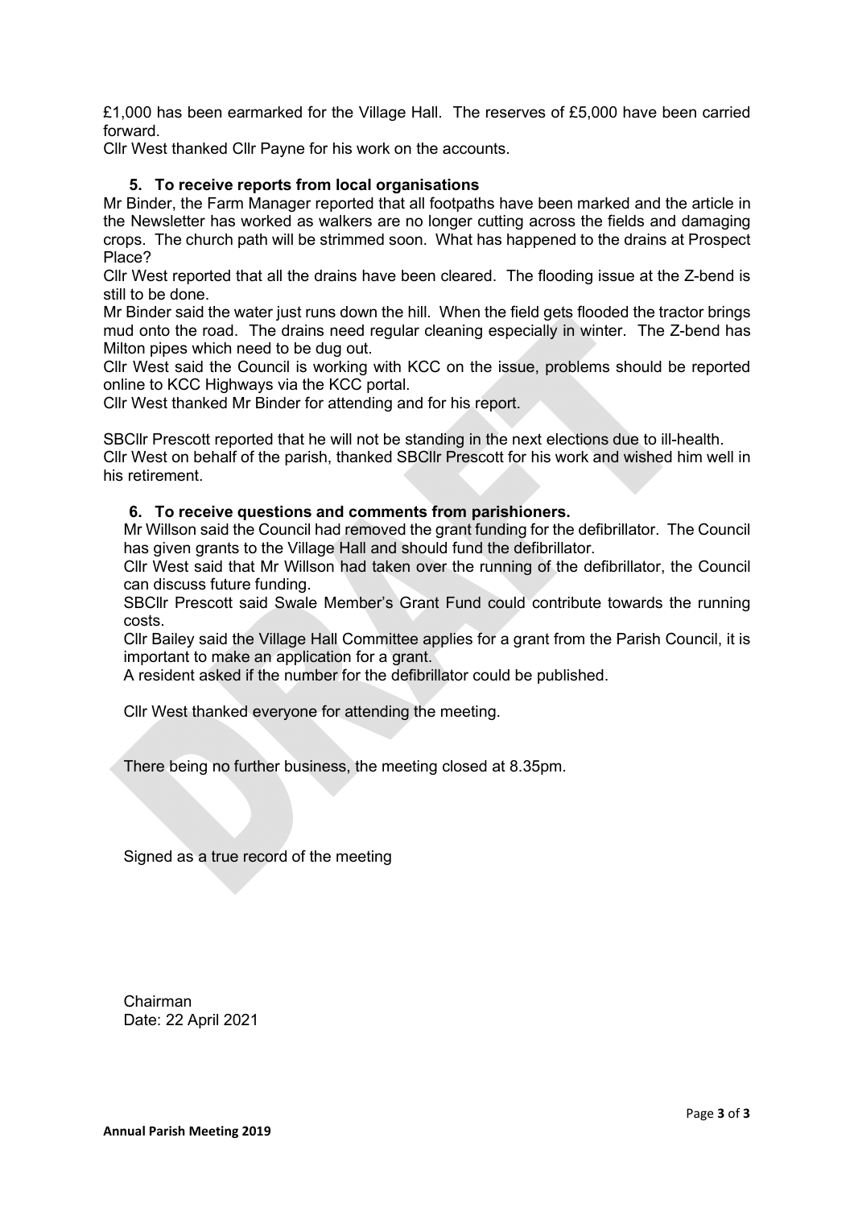£1,000 has been earmarked for the Village Hall. The reserves of £5,000 have been carried forward.

Cllr West thanked Cllr Payne for his work on the accounts.

**5. To receive reports from local organisations**

Mr Binder, the Farm Manager reported that all footpaths have been marked and the article in the Newsletter has worked as walkers are no longer cutting across the fields and damaging crops. The church path will be strimmed soon. What has happened to the drains at Prospect Place?

Cllr West reported that all the drains have been cleared. The flooding issue at the Z-bend is still to be done.

Mr Binder said the water just runs down the hill. When the field gets flooded the tractor brings mud onto the road. The drains need regular cleaning especially in winter. The Z-bend has Milton pipes which need to be dug out.

Cllr West said the Council is working with KCC on the issue, problems should be reported online to KCC Highways via the KCC portal.

Cllr West thanked Mr Binder for attending and for his report.

SBCllr Prescott reported that he will not be standing in the next elections due to ill-health.

Cllr West on behalf of the parish, thanked SBCllr Prescott for his work and wished him well in his retirement.

**6. To receive questions and comments from parishioners.**

Mr Willson said the Council had removed the grant funding for the defibrillator. The Council has given grants to the Village Hall and should fund the defibrillator.

Cllr West said that Mr Willson had taken over the running of the defibrillator, the Council can discuss future funding.

SBCllr Prescott said Swale Member's Grant Fund could contribute towards the running costs.

Cllr Bailey said the Village Hall Committee applies for a grant from the Parish Council, it is important to make an application for a grant.

A resident asked if the number for the defibrillator could be published.

Cllr West thanked everyone for attending the meeting.

There being no further business, the meeting closed at 8.35pm.

Signed as a true record of the meeting

Chairman

Date: 22 April 2021